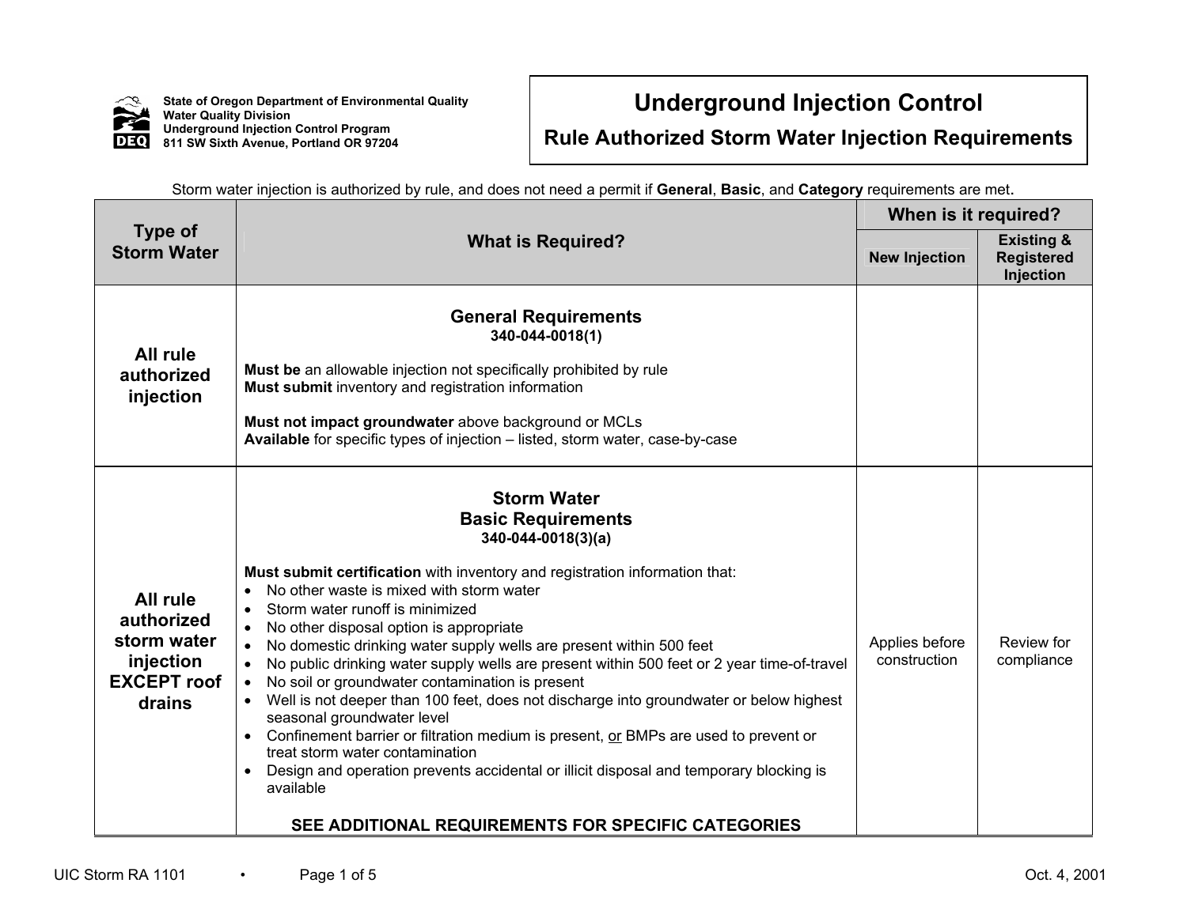State of Oregon Department of Environmental Quality
Water Quality Division
Underground Injection Control Program
811 SW Sixth Avenue, Portland OR 97204

# Underground Injection Control

## Rule Authorized Storm Water Injection Requirements

Storm water injection is authorized by rule, and does not need a permit if **General**, **Basic**, and **Category** requirements are met.

| Type of Storm Water | What is Required? | When is it required? | |
|---|---|---|---|
| | | New Injection | Existing & Registered Injection |
| **All rule authorized injection** | **General Requirements**<br>**340-044-0018(1)**<br><br>**Must be** an allowable injection not specifically prohibited by rule<br>**Must submit** inventory and registration information<br><br>**Must not impact groundwater** above background or MCLs<br>**Available** for specific types of injection – listed, storm water, case-by-case | | |
| **All rule authorized storm water injection EXCEPT roof drains** | **Storm Water**<br>**Basic Requirements**<br>**340-044-0018(3)(a)**<br><br>**Must submit certification** with inventory and registration information that:<br>• No other waste is mixed with storm water<br>• Storm water runoff is minimized<br>• No other disposal option is appropriate<br>• No domestic drinking water supply wells are present within 500 feet<br>• No public drinking water supply wells are present within 500 feet or 2 year time-of-travel<br>• No soil or groundwater contamination is present<br>• Well is not deeper than 100 feet, does not discharge into groundwater or below highest seasonal groundwater level<br>• Confinement barrier or filtration medium is present, <u>or</u> BMPs are used to prevent or treat storm water contamination<br>• Design and operation prevents accidental or illicit disposal and temporary blocking is available<br><br>**SEE ADDITIONAL REQUIREMENTS FOR SPECIFIC CATEGORIES** | Applies before construction | Review for compliance |

UIC Storm RA 1101 • Oct. 4, 2001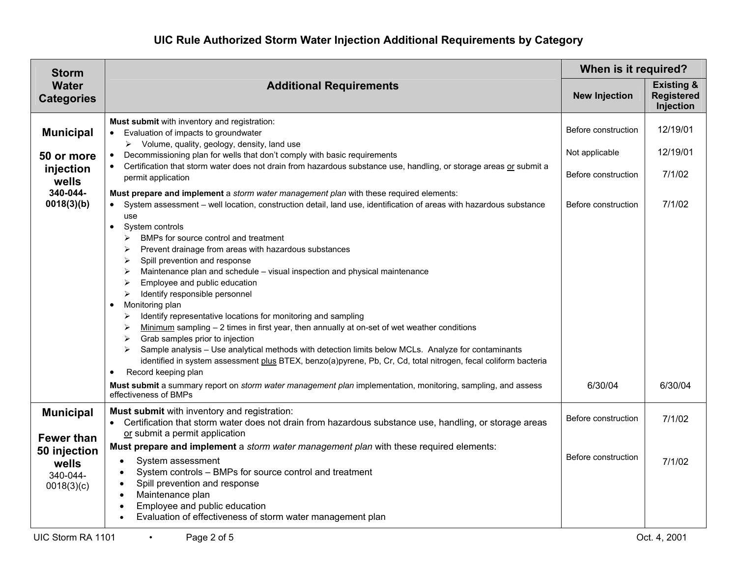# UIC Rule Authorized Storm Water Injection Additional Requirements by Category

| Storm Water Categories | Additional Requirements | When is it required? | |
|---|---|---|---|
| | | **New Injection** | **Existing & Registered Injection** |
| **Municipal**<br><br>**50 or more injection wells**<br>**340-044-0018(3)(b)** | **Must submit** with inventory and registration:<br>• Evaluation of impacts to groundwater<br>  ➢ Volume, quality, geology, density, land use | Before construction | 12/19/01 |
| | • Decommissioning plan for wells that don't comply with basic requirements | Not applicable | 12/19/01 |
| | • Certification that storm water does not drain from hazardous substance use, handling, or storage areas <u>or</u> submit a permit application | Before construction | 7/1/02 |
| | **Must prepare and implement** a *storm water management plan* with these required elements:<br>• System assessment – well location, construction detail, land use, identification of areas with hazardous substance use<br>• System controls<br>  ➢ BMPs for source control and treatment<br>  ➢ Prevent drainage from areas with hazardous substances<br>  ➢ Spill prevention and response<br>  ➢ Maintenance plan and schedule – visual inspection and physical maintenance<br>  ➢ Employee and public education<br>  ➢ Identify responsible personnel<br>• Monitoring plan<br>  ➢ Identify representative locations for monitoring and sampling<br>  ➢ <u>Minimum</u> sampling – 2 times in first year, then annually at on-set of wet weather conditions<br>  ➢ Grab samples prior to injection<br>  ➢ Sample analysis – Use analytical methods with detection limits below MCLs. Analyze for contaminants identified in system assessment <u>plus</u> BTEX, benzo(a)pyrene, Pb, Cr, Cd, total nitrogen, fecal coliform bacteria<br>• Record keeping plan | Before construction | 7/1/02 |
| | **Must submit** a summary report on *storm water management plan* implementation, monitoring, sampling, and assess effectiveness of BMPs | 6/30/04 | 6/30/04 |
| **Municipal**<br><br>**Fewer than 50 injection wells**<br>340-044-0018(3)(c) | **Must submit** with inventory and registration:<br>• Certification that storm water does not drain from hazardous substance use, handling, or storage areas <u>or</u> submit a permit application | Before construction | 7/1/02 |
| | **Must prepare and implement** a *storm water management plan* with these required elements:<br>• System assessment<br>• System controls – BMPs for source control and treatment<br>• Spill prevention and response<br>• Maintenance plan<br>• Employee and public education<br>• Evaluation of effectiveness of storm water management plan | Before construction | 7/1/02 |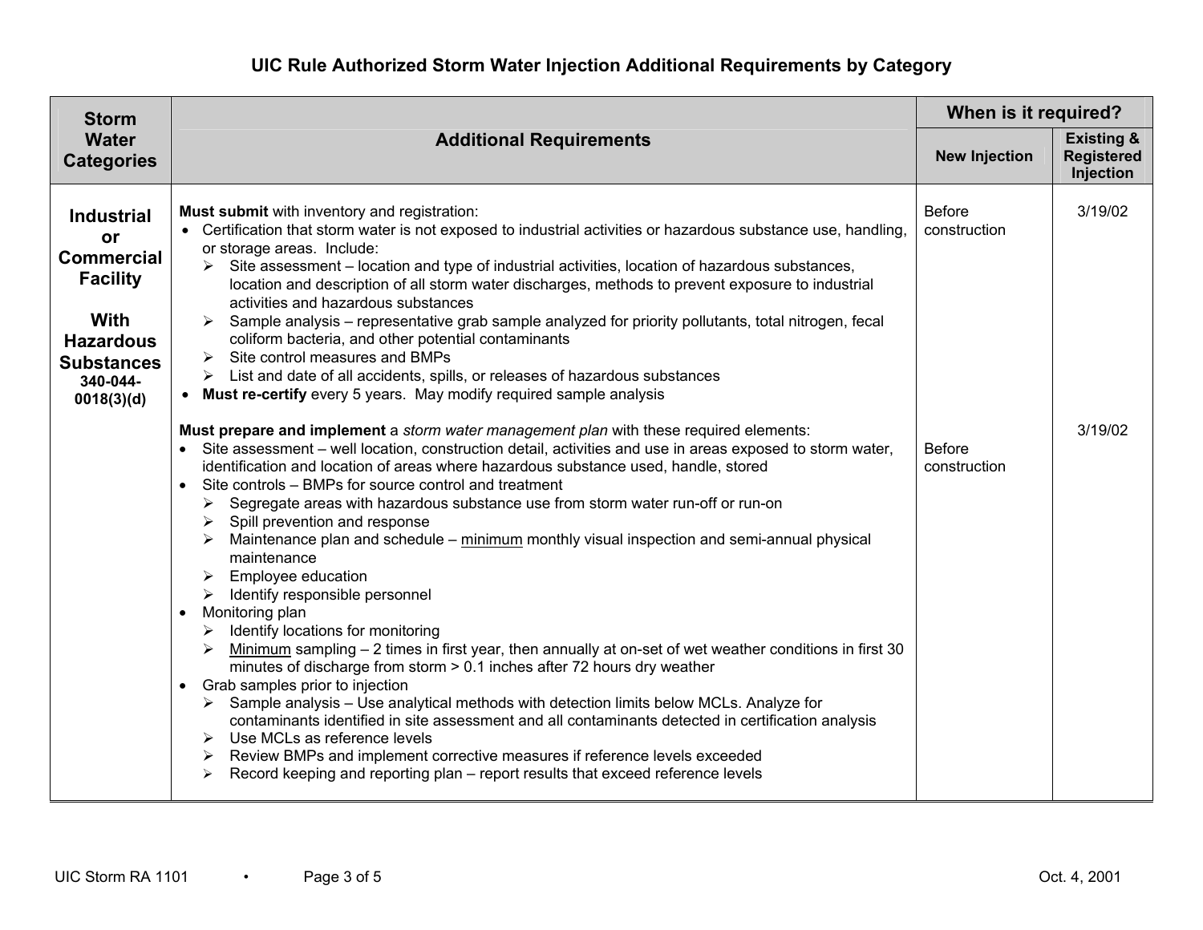# UIC Rule Authorized Storm Water Injection Additional Requirements by Category

| Storm Water Categories | Additional Requirements | When is it required? | |
|---|---|---|---|
| | | **New Injection** | **Existing & Registered Injection** |
| **Industrial or Commercial Facility<br><br>With Hazardous Substances**<br>**340-044-0018(3)(d)** | **Must submit** with inventory and registration:<br>• Certification that storm water is not exposed to industrial activities or hazardous substance use, handling, or storage areas. Include:<br>➢ Site assessment – location and type of industrial activities, location of hazardous substances, location and description of all storm water discharges, methods to prevent exposure to industrial activities and hazardous substances<br>➢ Sample analysis – representative grab sample analyzed for priority pollutants, total nitrogen, fecal coliform bacteria, and other potential contaminants<br>➢ Site control measures and BMPs<br>➢ List and date of all accidents, spills, or releases of hazardous substances<br>• **Must re-certify** every 5 years. May modify required sample analysis | Before construction | 3/19/02 |
| | **Must prepare and implement** a *storm water management plan* with these required elements:<br>• Site assessment – well location, construction detail, activities and use in areas exposed to storm water, identification and location of areas where hazardous substance used, handle, stored<br>• Site controls – BMPs for source control and treatment<br>➢ Segregate areas with hazardous substance use from storm water run-off or run-on<br>➢ Spill prevention and response<br>➢ Maintenance plan and schedule – <u>minimum</u> monthly visual inspection and semi-annual physical maintenance<br>➢ Employee education<br>➢ Identify responsible personnel<br>• Monitoring plan<br>➢ Identify locations for monitoring<br>➢ <u>Minimum</u> sampling – 2 times in first year, then annually at on-set of wet weather conditions in first 30 minutes of discharge from storm > 0.1 inches after 72 hours dry weather<br>• Grab samples prior to injection<br>➢ Sample analysis – Use analytical methods with detection limits below MCLs. Analyze for contaminants identified in site assessment and all contaminants detected in certification analysis<br>➢ Use MCLs as reference levels<br>➢ Review BMPs and implement corrective measures if reference levels exceeded<br>➢ Record keeping and reporting plan – report results that exceed reference levels | Before construction | 3/19/02 |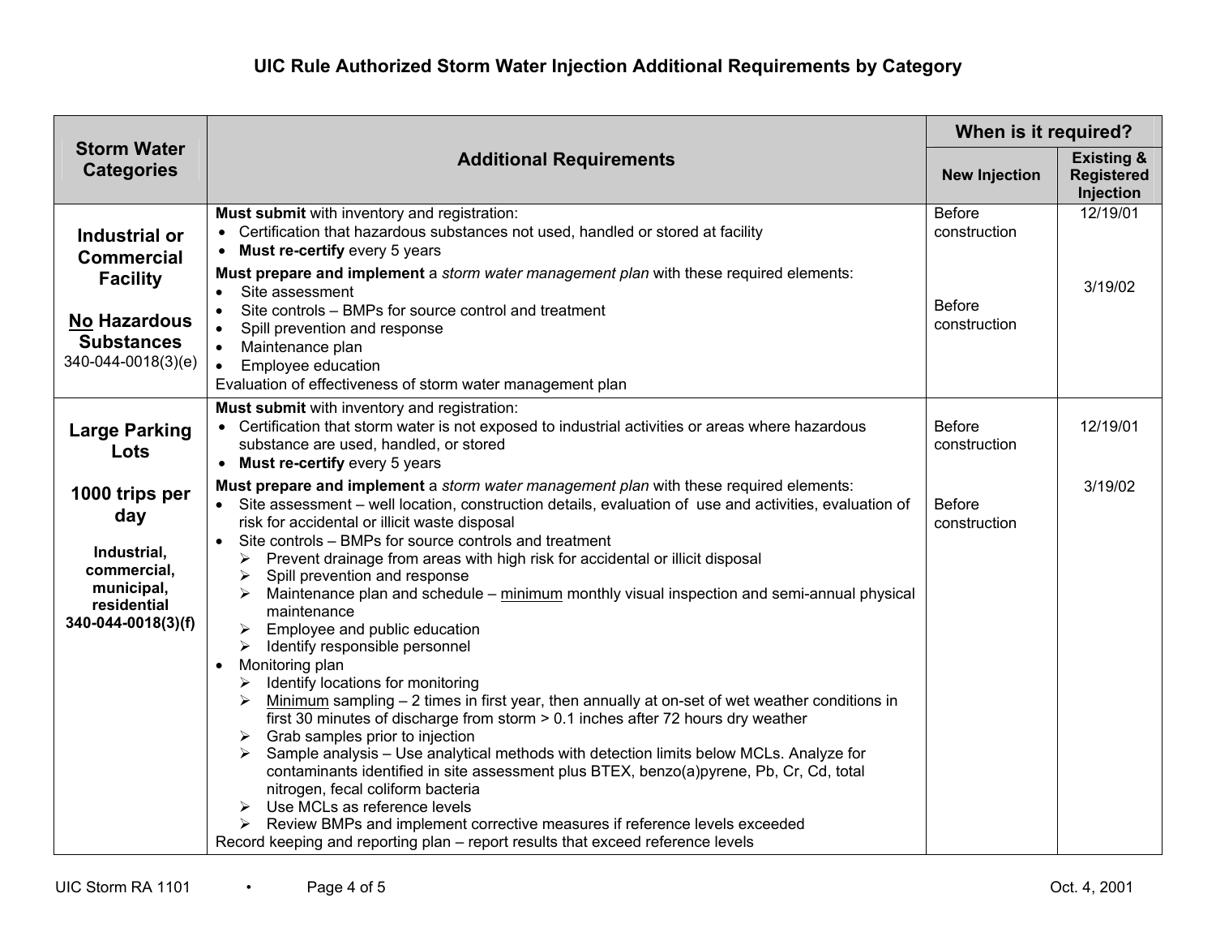# UIC Rule Authorized Storm Water Injection Additional Requirements by Category

| Storm Water Categories | Additional Requirements | When is it required? | |
|---|---|---|---|
| | | **New Injection** | **Existing & Registered Injection** |
| **Industrial or Commercial Facility**<br><br>**<u>No</u> Hazardous Substances**<br>340-044-0018(3)(e) | **Must submit** with inventory and registration:<br>• Certification that hazardous substances not used, handled or stored at facility<br>• **Must re-certify** every 5 years | Before construction | 12/19/01 |
| | **Must prepare and implement** a *storm water management plan* with these required elements:<br>• Site assessment<br>• Site controls – BMPs for source control and treatment<br>• Spill prevention and response<br>• Maintenance plan<br>• Employee education<br>Evaluation of effectiveness of storm water management plan | Before construction | 3/19/02 |
| **Large Parking Lots**<br><br>**1000 trips per day**<br><br>**Industrial, commercial, municipal, residential**<br>**340-044-0018(3)(f)** | **Must submit** with inventory and registration:<br>• Certification that storm water is not exposed to industrial activities or areas where hazardous substance are used, handled, or stored<br>• **Must re-certify** every 5 years | Before construction | 12/19/01 |
| | **Must prepare and implement** a *storm water management plan* with these required elements:<br>• Site assessment – well location, construction details, evaluation of use and activities, evaluation of risk for accidental or illicit waste disposal<br>• Site controls – BMPs for source controls and treatment<br>  ➢ Prevent drainage from areas with high risk for accidental or illicit disposal<br>  ➢ Spill prevention and response<br>  ➢ Maintenance plan and schedule – <u>minimum</u> monthly visual inspection and semi-annual physical maintenance<br>  ➢ Employee and public education<br>  ➢ Identify responsible personnel<br>• Monitoring plan<br>  ➢ Identify locations for monitoring<br>  ➢ <u>Minimum</u> sampling – 2 times in first year, then annually at on-set of wet weather conditions in first 30 minutes of discharge from storm > 0.1 inches after 72 hours dry weather<br>  ➢ Grab samples prior to injection<br>  ➢ Sample analysis – Use analytical methods with detection limits below MCLs. Analyze for contaminants identified in site assessment plus BTEX, benzo(a)pyrene, Pb, Cr, Cd, total nitrogen, fecal coliform bacteria<br>  ➢ Use MCLs as reference levels<br>  ➢ Review BMPs and implement corrective measures if reference levels exceeded<br>Record keeping and reporting plan – report results that exceed reference levels | Before construction | 3/19/02 |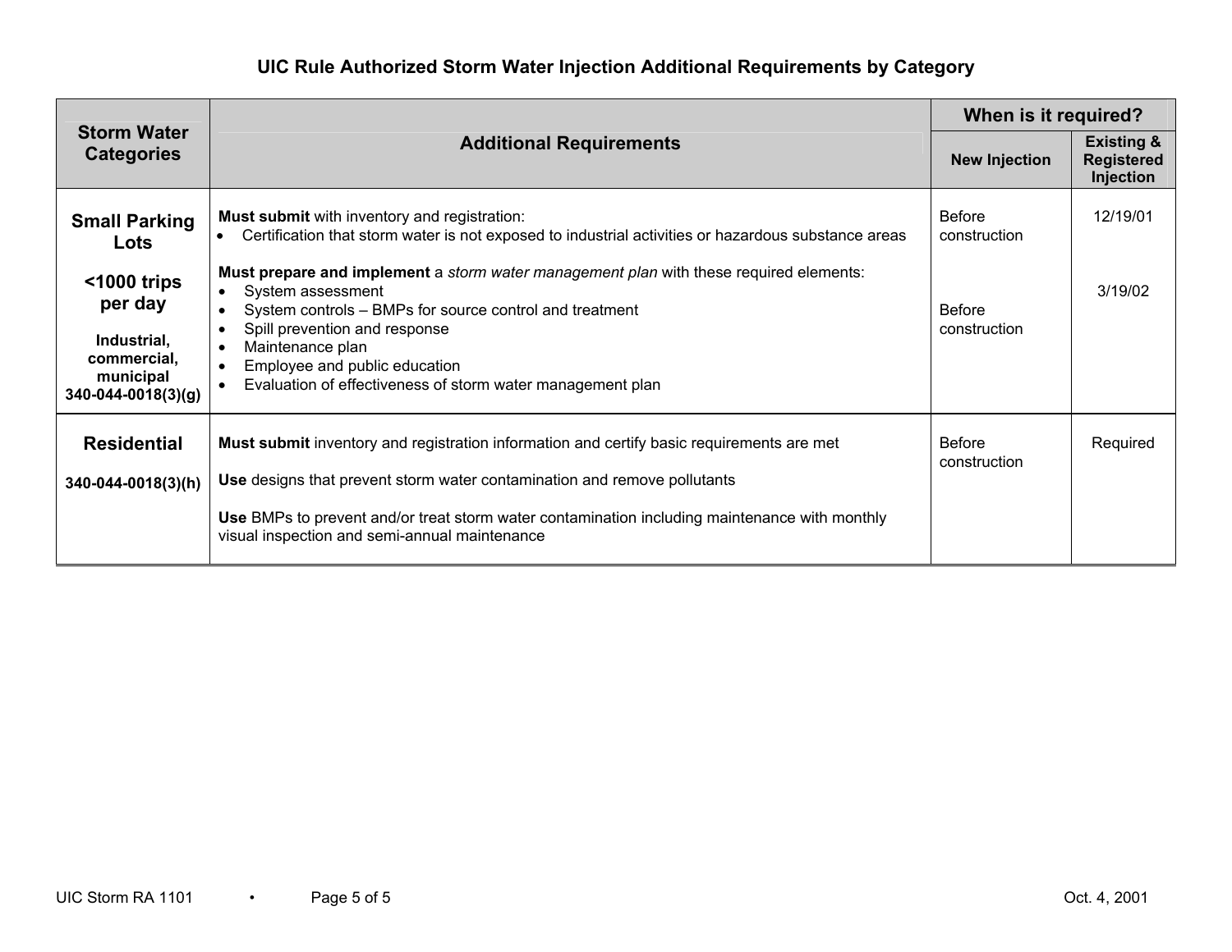# UIC Rule Authorized Storm Water Injection Additional Requirements by Category

| Storm Water Categories | Additional Requirements | When is it required? | |
|---|---|---|---|
| | | New Injection | Existing & Registered Injection |
| **Small Parking Lots**<br><br>**<1000 trips per day**<br><br>**Industrial, commercial, municipal**<br>**340-044-0018(3)(g)** | **Must submit** with inventory and registration:<br>• Certification that storm water is not exposed to industrial activities or hazardous substance areas<br><br>**Must prepare and implement** a *storm water management plan* with these required elements:<br>• System assessment<br>• System controls – BMPs for source control and treatment<br>• Spill prevention and response<br>• Maintenance plan<br>• Employee and public education<br>• Evaluation of effectiveness of storm water management plan | Before construction<br><br>Before construction | 12/19/01<br><br>3/19/02 |
| **Residential**<br><br>**340-044-0018(3)(h)** | **Must submit** inventory and registration information and certify basic requirements are met<br><br>**Use** designs that prevent storm water contamination and remove pollutants<br><br>**Use** BMPs to prevent and/or treat storm water contamination including maintenance with monthly visual inspection and semi-annual maintenance | Before construction | Required |